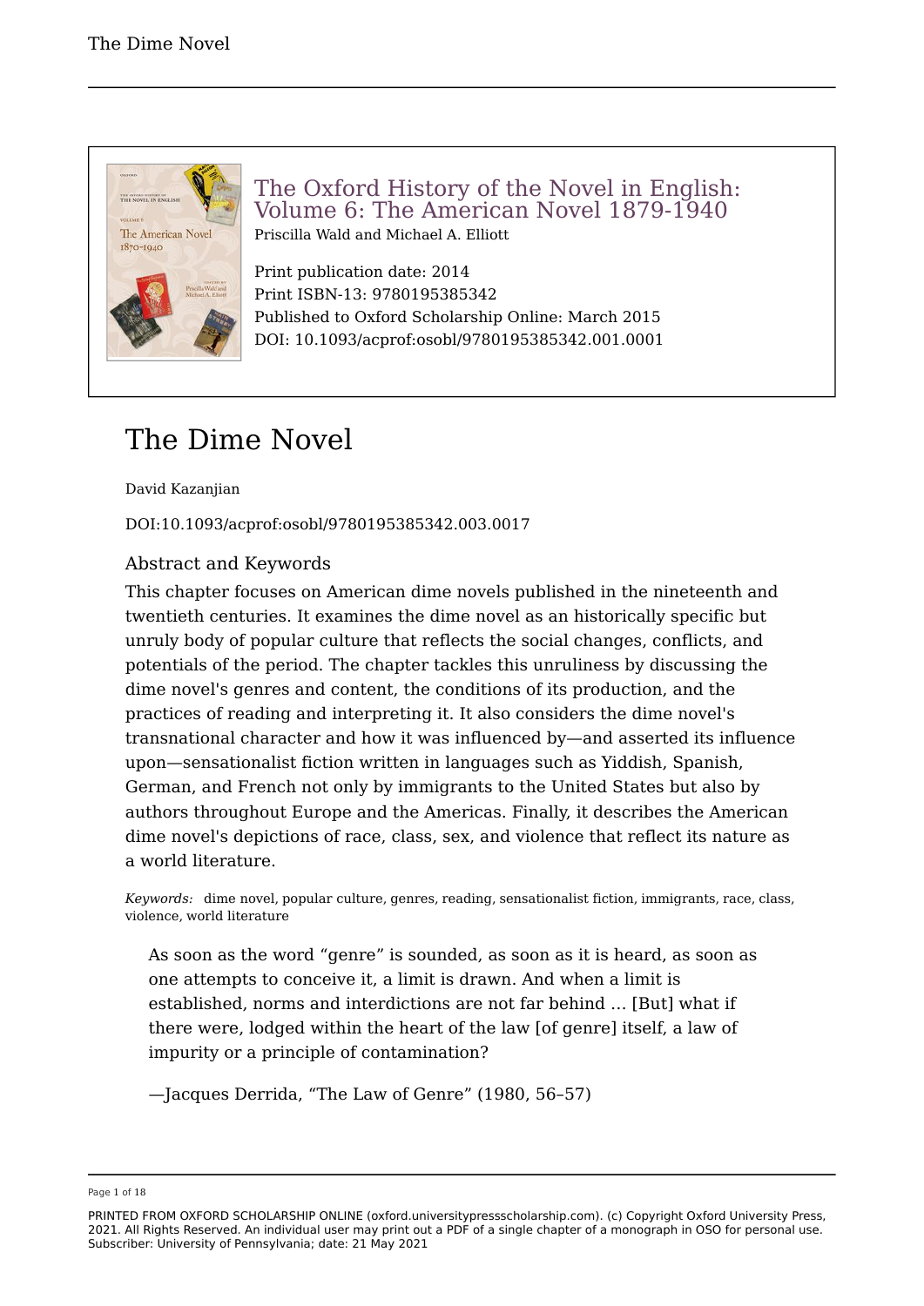The Oxford History of the Novel in English: Volume 6: The American Novel 1879-1940
Priscilla Wald and Michael A. Elliott

Print publication date: 2014
Print ISBN-13: 9780195385342
Published to Oxford Scholarship Online: March 2015
DOI: 10.1093/acprof:osobl/9780195385342.001.0001

# The Dime Novel

David Kazanjian

DOI:10.1093/acprof:osobl/9780195385342.003.0017

## Abstract and Keywords

This chapter focuses on American dime novels published in the nineteenth and twentieth centuries. It examines the dime novel as an historically specific but unruly body of popular culture that reflects the social changes, conflicts, and potentials of the period. The chapter tackles this unruliness by discussing the dime novel's genres and content, the conditions of its production, and the practices of reading and interpreting it. It also considers the dime novel's transnational character and how it was influenced by—and asserted its influence upon—sensationalist fiction written in languages such as Yiddish, Spanish, German, and French not only by immigrants to the United States but also by authors throughout Europe and the Americas. Finally, it describes the American dime novel's depictions of race, class, sex, and violence that reflect its nature as a world literature.

*Keywords:* dime novel, popular culture, genres, reading, sensationalist fiction, immigrants, race, class, violence, world literature

> As soon as the word "genre" is sounded, as soon as it is heard, as soon as one attempts to conceive it, a limit is drawn. And when a limit is established, norms and interdictions are not far behind … [But] what if there were, lodged within the heart of the law [of genre] itself, a law of impurity or a principle of contamination?
>
> —Jacques Derrida, "The Law of Genre" (1980, 56–57)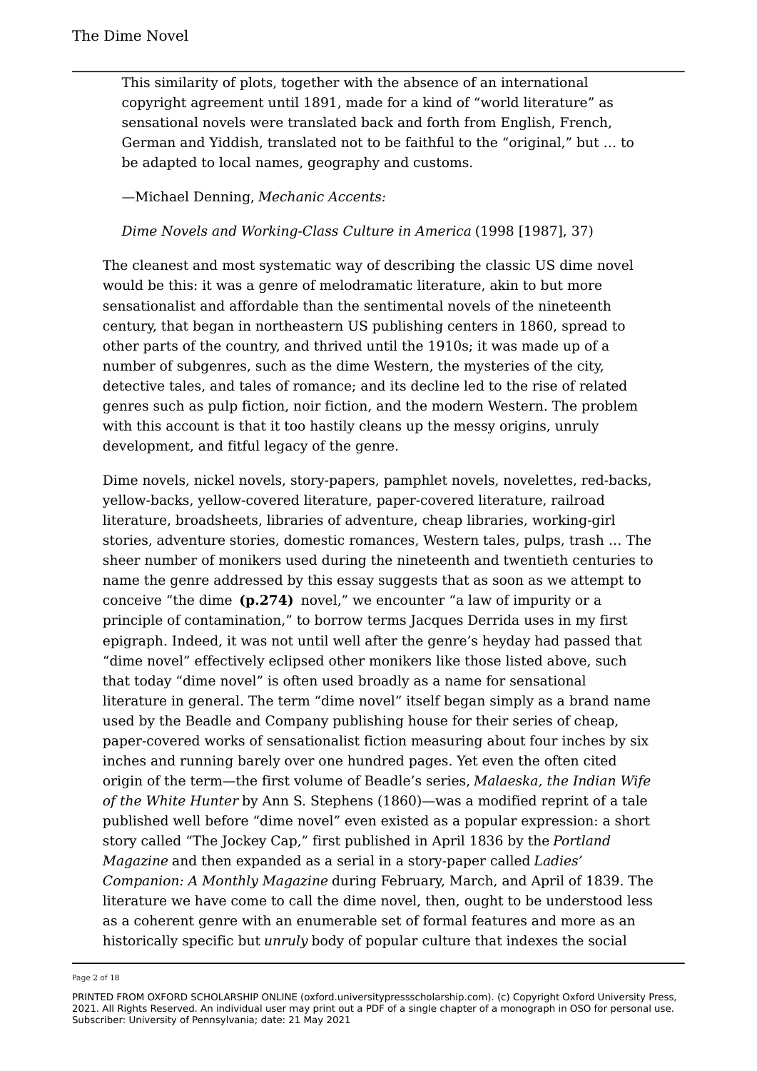> This similarity of plots, together with the absence of an international copyright agreement until 1891, made for a kind of "world literature" as sensational novels were translated back and forth from English, French, German and Yiddish, translated not to be faithful to the "original," but … to be adapted to local names, geography and customs.
>
> —Michael Denning, *Mechanic Accents:*
>
> *Dime Novels and Working-Class Culture in America* (1998 [1987], 37)

The cleanest and most systematic way of describing the classic US dime novel would be this: it was a genre of melodramatic literature, akin to but more sensationalist and affordable than the sentimental novels of the nineteenth century, that began in northeastern US publishing centers in 1860, spread to other parts of the country, and thrived until the 1910s; it was made up of a number of subgenres, such as the dime Western, the mysteries of the city, detective tales, and tales of romance; and its decline led to the rise of related genres such as pulp fiction, noir fiction, and the modern Western. The problem with this account is that it too hastily cleans up the messy origins, unruly development, and fitful legacy of the genre.

Dime novels, nickel novels, story-papers, pamphlet novels, novelettes, red-backs, yellow-backs, yellow-covered literature, paper-covered literature, railroad literature, broadsheets, libraries of adventure, cheap libraries, working-girl stories, adventure stories, domestic romances, Western tales, pulps, trash … The sheer number of monikers used during the nineteenth and twentieth centuries to name the genre addressed by this essay suggests that as soon as we attempt to conceive "the dime **(p.274)** novel," we encounter "a law of impurity or a principle of contamination," to borrow terms Jacques Derrida uses in my first epigraph. Indeed, it was not until well after the genre's heyday had passed that "dime novel" effectively eclipsed other monikers like those listed above, such that today "dime novel" is often used broadly as a name for sensational literature in general. The term "dime novel" itself began simply as a brand name used by the Beadle and Company publishing house for their series of cheap, paper-covered works of sensationalist fiction measuring about four inches by six inches and running barely over one hundred pages. Yet even the often cited origin of the term—the first volume of Beadle's series, *Malaeska, the Indian Wife of the White Hunter* by Ann S. Stephens (1860)—was a modified reprint of a tale published well before "dime novel" even existed as a popular expression: a short story called "The Jockey Cap," first published in April 1836 by the *Portland Magazine* and then expanded as a serial in a story-paper called *Ladies' Companion: A Monthly Magazine* during February, March, and April of 1839. The literature we have come to call the dime novel, then, ought to be understood less as a coherent genre with an enumerable set of formal features and more as an historically specific but *unruly* body of popular culture that indexes the social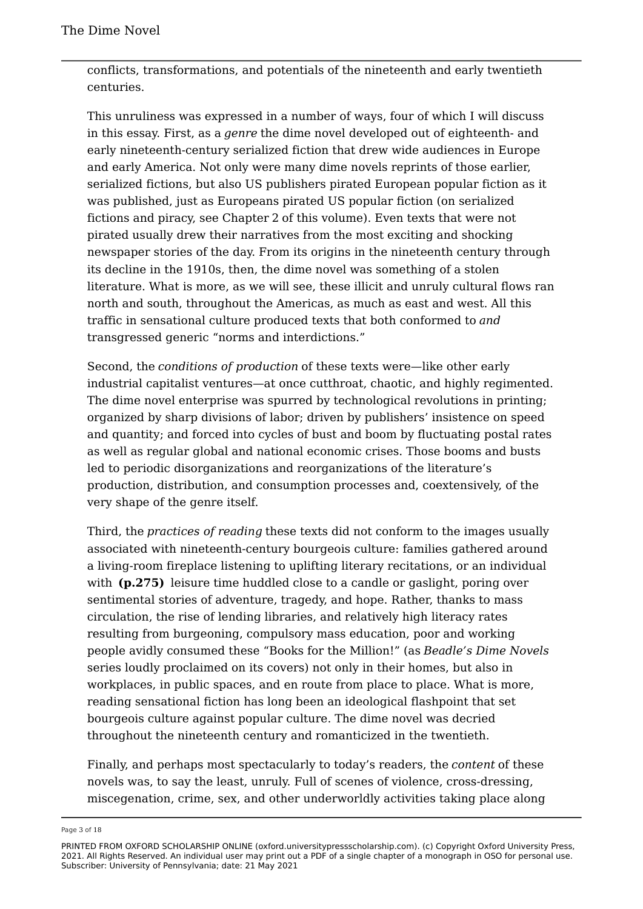conflicts, transformations, and potentials of the nineteenth and early twentieth centuries.

This unruliness was expressed in a number of ways, four of which I will discuss in this essay. First, as a *genre* the dime novel developed out of eighteenth- and early nineteenth-century serialized fiction that drew wide audiences in Europe and early America. Not only were many dime novels reprints of those earlier, serialized fictions, but also US publishers pirated European popular fiction as it was published, just as Europeans pirated US popular fiction (on serialized fictions and piracy, see Chapter 2 of this volume). Even texts that were not pirated usually drew their narratives from the most exciting and shocking newspaper stories of the day. From its origins in the nineteenth century through its decline in the 1910s, then, the dime novel was something of a stolen literature. What is more, as we will see, these illicit and unruly cultural flows ran north and south, throughout the Americas, as much as east and west. All this traffic in sensational culture produced texts that both conformed to *and* transgressed generic “norms and interdictions.”

Second, the *conditions of production* of these texts were—like other early industrial capitalist ventures—at once cutthroat, chaotic, and highly regimented. The dime novel enterprise was spurred by technological revolutions in printing; organized by sharp divisions of labor; driven by publishers’ insistence on speed and quantity; and forced into cycles of bust and boom by fluctuating postal rates as well as regular global and national economic crises. Those booms and busts led to periodic disorganizations and reorganizations of the literature’s production, distribution, and consumption processes and, coextensively, of the very shape of the genre itself.

Third, the *practices of reading* these texts did not conform to the images usually associated with nineteenth-century bourgeois culture: families gathered around a living-room fireplace listening to uplifting literary recitations, or an individual with **(p.275)** leisure time huddled close to a candle or gaslight, poring over sentimental stories of adventure, tragedy, and hope. Rather, thanks to mass circulation, the rise of lending libraries, and relatively high literacy rates resulting from burgeoning, compulsory mass education, poor and working people avidly consumed these “Books for the Million!” (as *Beadle’s Dime Novels* series loudly proclaimed on its covers) not only in their homes, but also in workplaces, in public spaces, and en route from place to place. What is more, reading sensational fiction has long been an ideological flashpoint that set bourgeois culture against popular culture. The dime novel was decried throughout the nineteenth century and romanticized in the twentieth.

Finally, and perhaps most spectacularly to today’s readers, the *content* of these novels was, to say the least, unruly. Full of scenes of violence, cross-dressing, miscegenation, crime, sex, and other underworldly activities taking place along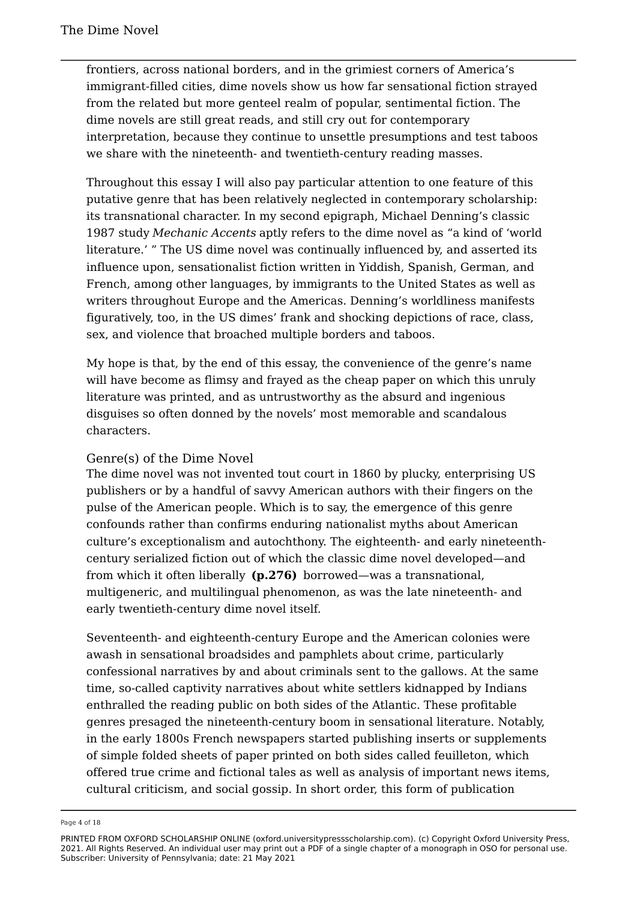frontiers, across national borders, and in the grimiest corners of America's immigrant-filled cities, dime novels show us how far sensational fiction strayed from the related but more genteel realm of popular, sentimental fiction. The dime novels are still great reads, and still cry out for contemporary interpretation, because they continue to unsettle presumptions and test taboos we share with the nineteenth- and twentieth-century reading masses.

Throughout this essay I will also pay particular attention to one feature of this putative genre that has been relatively neglected in contemporary scholarship: its transnational character. In my second epigraph, Michael Denning's classic 1987 study *Mechanic Accents* aptly refers to the dime novel as "a kind of 'world literature.' " The US dime novel was continually influenced by, and asserted its influence upon, sensationalist fiction written in Yiddish, Spanish, German, and French, among other languages, by immigrants to the United States as well as writers throughout Europe and the Americas. Denning's worldliness manifests figuratively, too, in the US dimes' frank and shocking depictions of race, class, sex, and violence that broached multiple borders and taboos.

My hope is that, by the end of this essay, the convenience of the genre's name will have become as flimsy and frayed as the cheap paper on which this unruly literature was printed, and as untrustworthy as the absurd and ingenious disguises so often donned by the novels' most memorable and scandalous characters.

## Genre(s) of the Dime Novel

The dime novel was not invented tout court in 1860 by plucky, enterprising US publishers or by a handful of savvy American authors with their fingers on the pulse of the American people. Which is to say, the emergence of this genre confounds rather than confirms enduring nationalist myths about American culture's exceptionalism and autochthony. The eighteenth- and early nineteenth-century serialized fiction out of which the classic dime novel developed—and from which it often liberally **(p.276)** borrowed—was a transnational, multigeneric, and multilingual phenomenon, as was the late nineteenth- and early twentieth-century dime novel itself.

Seventeenth- and eighteenth-century Europe and the American colonies were awash in sensational broadsides and pamphlets about crime, particularly confessional narratives by and about criminals sent to the gallows. At the same time, so-called captivity narratives about white settlers kidnapped by Indians enthralled the reading public on both sides of the Atlantic. These profitable genres presaged the nineteenth-century boom in sensational literature. Notably, in the early 1800s French newspapers started publishing inserts or supplements of simple folded sheets of paper printed on both sides called feuilleton, which offered true crime and fictional tales as well as analysis of important news items, cultural criticism, and social gossip. In short order, this form of publication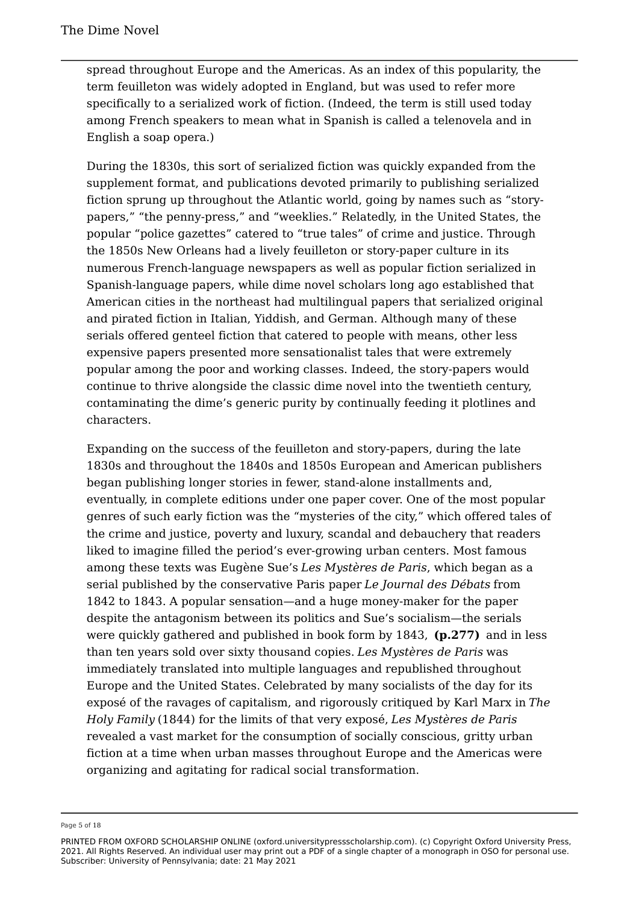spread throughout Europe and the Americas. As an index of this popularity, the term feuilleton was widely adopted in England, but was used to refer more specifically to a serialized work of fiction. (Indeed, the term is still used today among French speakers to mean what in Spanish is called a telenovela and in English a soap opera.)

During the 1830s, this sort of serialized fiction was quickly expanded from the supplement format, and publications devoted primarily to publishing serialized fiction sprung up throughout the Atlantic world, going by names such as “story-papers,” “the penny-press,” and “weeklies.” Relatedly, in the United States, the popular “police gazettes” catered to “true tales” of crime and justice. Through the 1850s New Orleans had a lively feuilleton or story-paper culture in its numerous French-language newspapers as well as popular fiction serialized in Spanish-language papers, while dime novel scholars long ago established that American cities in the northeast had multilingual papers that serialized original and pirated fiction in Italian, Yiddish, and German. Although many of these serials offered genteel fiction that catered to people with means, other less expensive papers presented more sensationalist tales that were extremely popular among the poor and working classes. Indeed, the story-papers would continue to thrive alongside the classic dime novel into the twentieth century, contaminating the dime’s generic purity by continually feeding it plotlines and characters.

Expanding on the success of the feuilleton and story-papers, during the late 1830s and throughout the 1840s and 1850s European and American publishers began publishing longer stories in fewer, stand-alone installments and, eventually, in complete editions under one paper cover. One of the most popular genres of such early fiction was the “mysteries of the city,” which offered tales of the crime and justice, poverty and luxury, scandal and debauchery that readers liked to imagine filled the period’s ever-growing urban centers. Most famous among these texts was Eugène Sue’s *Les Mystères de Paris*, which began as a serial published by the conservative Paris paper *Le Journal des Débats* from 1842 to 1843. A popular sensation—and a huge money-maker for the paper despite the antagonism between its politics and Sue’s socialism—the serials were quickly gathered and published in book form by 1843, **(p.277)** and in less than ten years sold over sixty thousand copies. *Les Mystères de Paris* was immediately translated into multiple languages and republished throughout Europe and the United States. Celebrated by many socialists of the day for its exposé of the ravages of capitalism, and rigorously critiqued by Karl Marx in *The Holy Family* (1844) for the limits of that very exposé, *Les Mystères de Paris* revealed a vast market for the consumption of socially conscious, gritty urban fiction at a time when urban masses throughout Europe and the Americas were organizing and agitating for radical social transformation.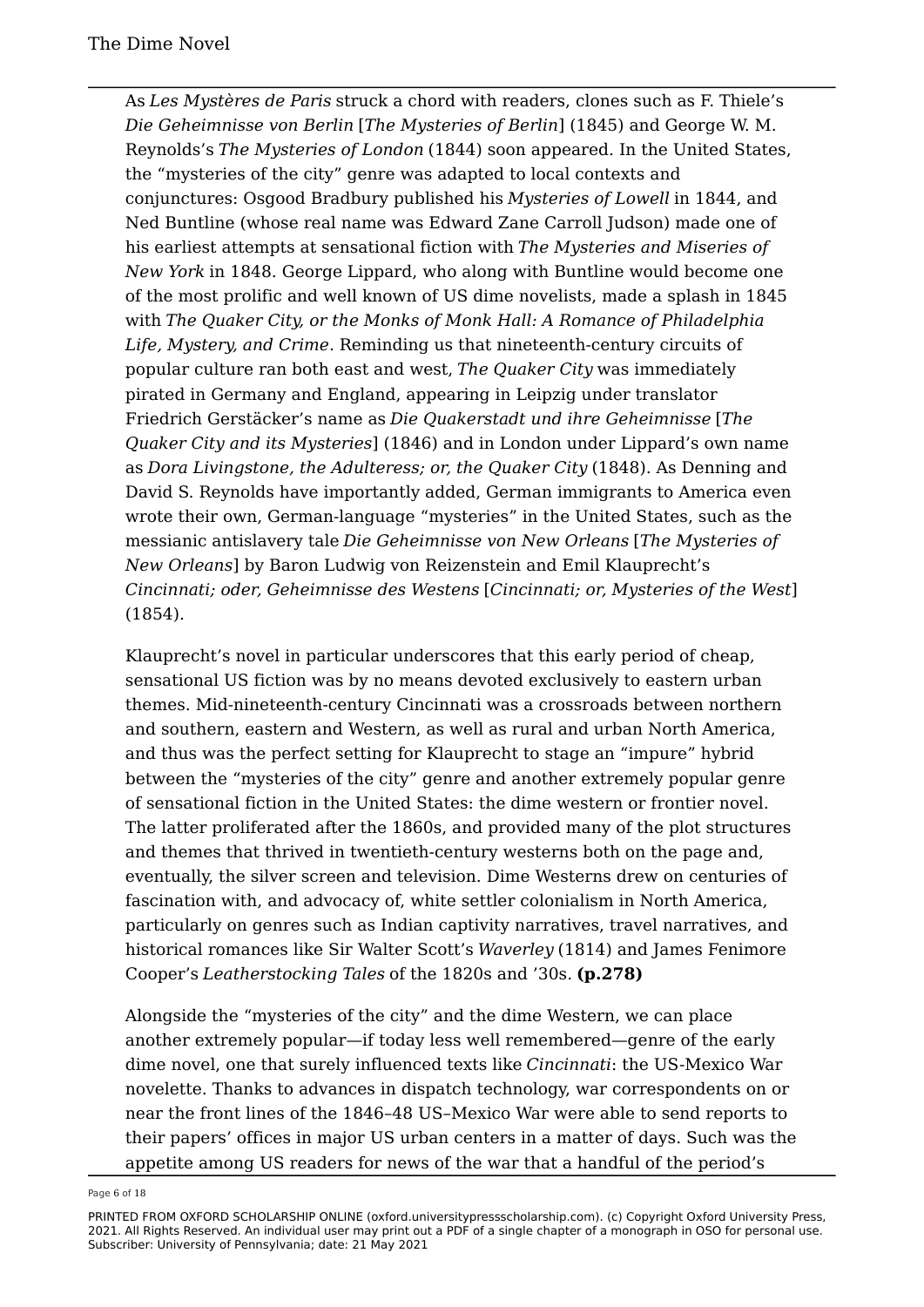As *Les Mystères de Paris* struck a chord with readers, clones such as F. Thiele's *Die Geheimnisse von Berlin* [*The Mysteries of Berlin*] (1845) and George W. M. Reynolds's *The Mysteries of London* (1844) soon appeared. In the United States, the "mysteries of the city" genre was adapted to local contexts and conjunctures: Osgood Bradbury published his *Mysteries of Lowell* in 1844, and Ned Buntline (whose real name was Edward Zane Carroll Judson) made one of his earliest attempts at sensational fiction with *The Mysteries and Miseries of New York* in 1848. George Lippard, who along with Buntline would become one of the most prolific and well known of US dime novelists, made a splash in 1845 with *The Quaker City, or the Monks of Monk Hall: A Romance of Philadelphia Life, Mystery, and Crime*. Reminding us that nineteenth-century circuits of popular culture ran both east and west, *The Quaker City* was immediately pirated in Germany and England, appearing in Leipzig under translator Friedrich Gerstäcker's name as *Die Quakerstadt und ihre Geheimnisse* [*The Quaker City and its Mysteries*] (1846) and in London under Lippard's own name as *Dora Livingstone, the Adulteress; or, the Quaker City* (1848). As Denning and David S. Reynolds have importantly added, German immigrants to America even wrote their own, German-language "mysteries" in the United States, such as the messianic antislavery tale *Die Geheimnisse von New Orleans* [*The Mysteries of New Orleans*] by Baron Ludwig von Reizenstein and Emil Klauprecht's *Cincinnati; oder, Geheimnisse des Westens* [*Cincinnati; or, Mysteries of the West*] (1854).

Klauprecht's novel in particular underscores that this early period of cheap, sensational US fiction was by no means devoted exclusively to eastern urban themes. Mid-nineteenth-century Cincinnati was a crossroads between northern and southern, eastern and Western, as well as rural and urban North America, and thus was the perfect setting for Klauprecht to stage an "impure" hybrid between the "mysteries of the city" genre and another extremely popular genre of sensational fiction in the United States: the dime western or frontier novel. The latter proliferated after the 1860s, and provided many of the plot structures and themes that thrived in twentieth-century westerns both on the page and, eventually, the silver screen and television. Dime Westerns drew on centuries of fascination with, and advocacy of, white settler colonialism in North America, particularly on genres such as Indian captivity narratives, travel narratives, and historical romances like Sir Walter Scott's *Waverley* (1814) and James Fenimore Cooper's *Leatherstocking Tales* of the 1820s and '30s. **(p.278)**

Alongside the "mysteries of the city" and the dime Western, we can place another extremely popular—if today less well remembered—genre of the early dime novel, one that surely influenced texts like *Cincinnati*: the US-Mexico War novelette. Thanks to advances in dispatch technology, war correspondents on or near the front lines of the 1846–48 US–Mexico War were able to send reports to their papers' offices in major US urban centers in a matter of days. Such was the appetite among US readers for news of the war that a handful of the period's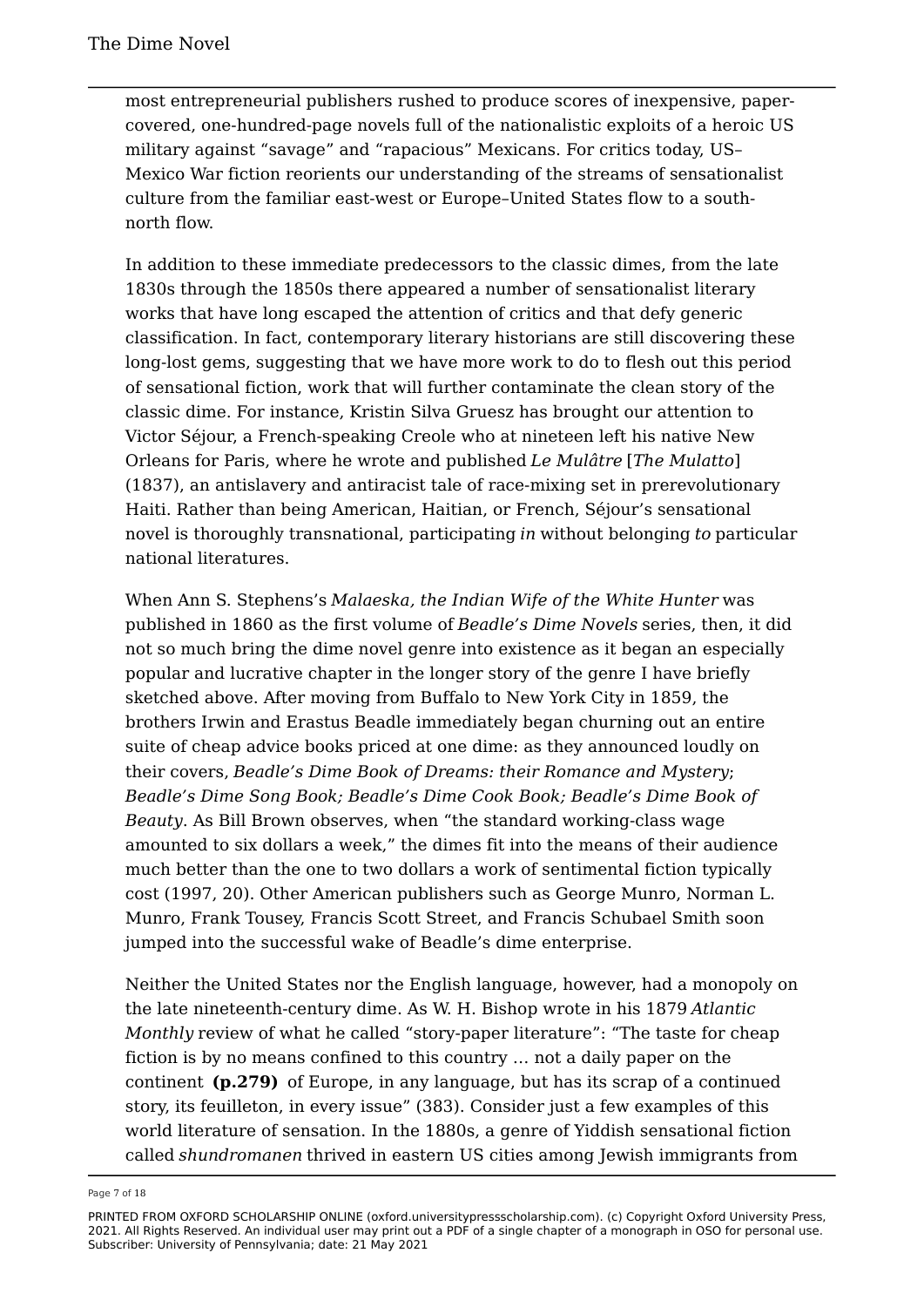most entrepreneurial publishers rushed to produce scores of inexpensive, paper-covered, one-hundred-page novels full of the nationalistic exploits of a heroic US military against "savage" and "rapacious" Mexicans. For critics today, US–Mexico War fiction reorients our understanding of the streams of sensationalist culture from the familiar east-west or Europe–United States flow to a south-north flow.

In addition to these immediate predecessors to the classic dimes, from the late 1830s through the 1850s there appeared a number of sensationalist literary works that have long escaped the attention of critics and that defy generic classification. In fact, contemporary literary historians are still discovering these long-lost gems, suggesting that we have more work to do to flesh out this period of sensational fiction, work that will further contaminate the clean story of the classic dime. For instance, Kristin Silva Gruesz has brought our attention to Victor Séjour, a French-speaking Creole who at nineteen left his native New Orleans for Paris, where he wrote and published *Le Mulâtre* [*The Mulatto*] (1837), an antislavery and antiracist tale of race-mixing set in prerevolutionary Haiti. Rather than being American, Haitian, or French, Séjour's sensational novel is thoroughly transnational, participating *in* without belonging *to* particular national literatures.

When Ann S. Stephens's *Malaeska, the Indian Wife of the White Hunter* was published in 1860 as the first volume of *Beadle's Dime Novels* series, then, it did not so much bring the dime novel genre into existence as it began an especially popular and lucrative chapter in the longer story of the genre I have briefly sketched above. After moving from Buffalo to New York City in 1859, the brothers Irwin and Erastus Beadle immediately began churning out an entire suite of cheap advice books priced at one dime: as they announced loudly on their covers, *Beadle's Dime Book of Dreams: their Romance and Mystery*; *Beadle's Dime Song Book; Beadle's Dime Cook Book; Beadle's Dime Book of Beauty*. As Bill Brown observes, when "the standard working-class wage amounted to six dollars a week," the dimes fit into the means of their audience much better than the one to two dollars a work of sentimental fiction typically cost (1997, 20). Other American publishers such as George Munro, Norman L. Munro, Frank Tousey, Francis Scott Street, and Francis Schubael Smith soon jumped into the successful wake of Beadle's dime enterprise.

Neither the United States nor the English language, however, had a monopoly on the late nineteenth-century dime. As W. H. Bishop wrote in his 1879 *Atlantic Monthly* review of what he called "story-paper literature": "The taste for cheap fiction is by no means confined to this country … not a daily paper on the continent **(p.279)** of Europe, in any language, but has its scrap of a continued story, its feuilleton, in every issue" (383). Consider just a few examples of this world literature of sensation. In the 1880s, a genre of Yiddish sensational fiction called *shundromanen* thrived in eastern US cities among Jewish immigrants from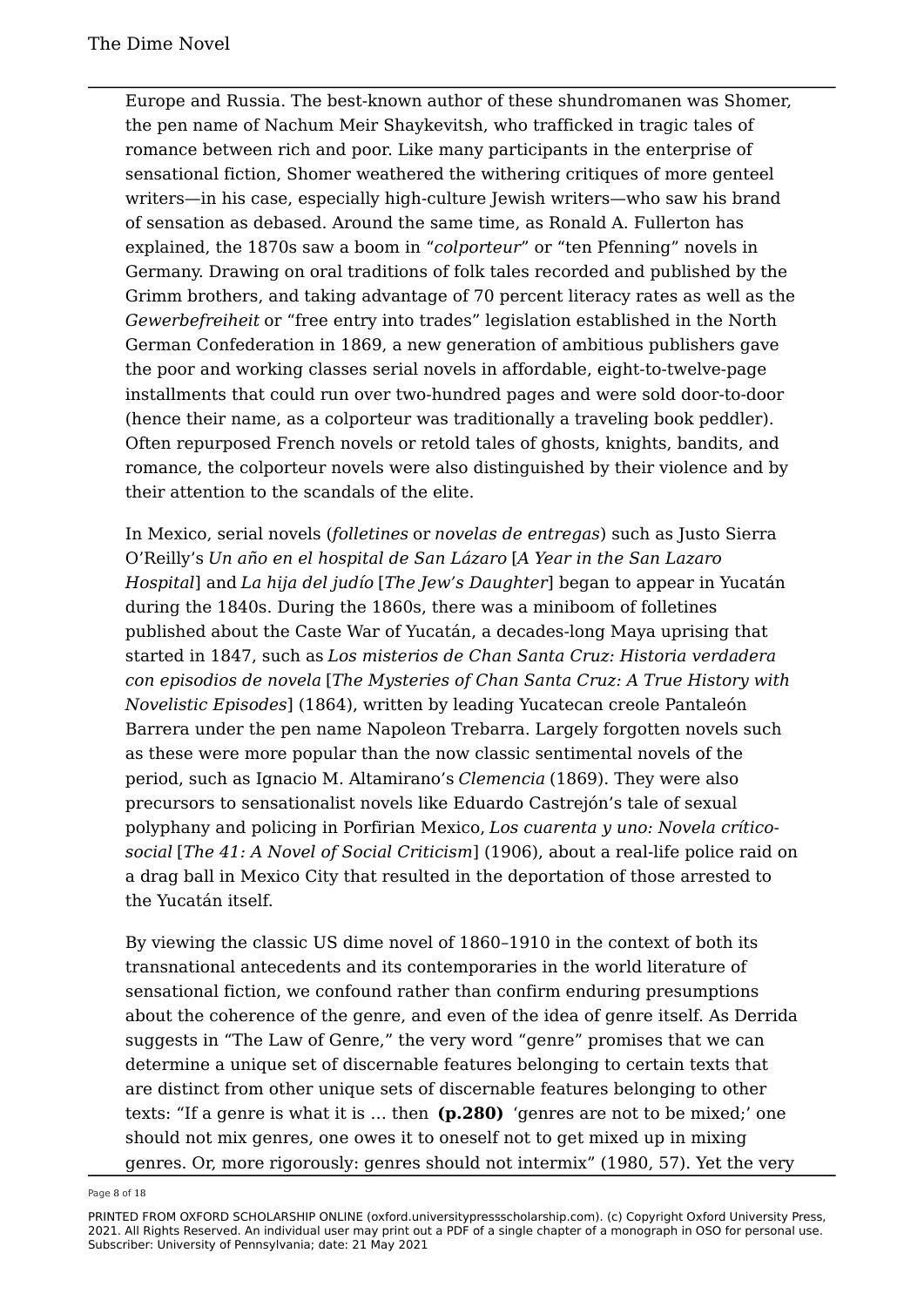Europe and Russia. The best-known author of these shundromanen was Shomer, the pen name of Nachum Meir Shaykevitsh, who trafficked in tragic tales of romance between rich and poor. Like many participants in the enterprise of sensational fiction, Shomer weathered the withering critiques of more genteel writers—in his case, especially high-culture Jewish writers—who saw his brand of sensation as debased. Around the same time, as Ronald A. Fullerton has explained, the 1870s saw a boom in "*colporteur*" or "ten Pfenning" novels in Germany. Drawing on oral traditions of folk tales recorded and published by the Grimm brothers, and taking advantage of 70 percent literacy rates as well as the *Gewerbefreiheit* or "free entry into trades" legislation established in the North German Confederation in 1869, a new generation of ambitious publishers gave the poor and working classes serial novels in affordable, eight-to-twelve-page installments that could run over two-hundred pages and were sold door-to-door (hence their name, as a colporteur was traditionally a traveling book peddler). Often repurposed French novels or retold tales of ghosts, knights, bandits, and romance, the colporteur novels were also distinguished by their violence and by their attention to the scandals of the elite.

In Mexico, serial novels (*folletines* or *novelas de entregas*) such as Justo Sierra O'Reilly's *Un año en el hospital de San Lázaro* [*A Year in the San Lazaro Hospital*] and *La hija del judío* [*The Jew's Daughter*] began to appear in Yucatán during the 1840s. During the 1860s, there was a miniboom of folletines published about the Caste War of Yucatán, a decades-long Maya uprising that started in 1847, such as *Los misterios de Chan Santa Cruz: Historia verdadera con episodios de novela* [*The Mysteries of Chan Santa Cruz: A True History with Novelistic Episodes*] (1864), written by leading Yucatecan creole Pantaleón Barrera under the pen name Napoleon Trebarra. Largely forgotten novels such as these were more popular than the now classic sentimental novels of the period, such as Ignacio M. Altamirano's *Clemencia* (1869). They were also precursors to sensationalist novels like Eduardo Castrejón's tale of sexual polyphany and policing in Porfirian Mexico, *Los cuarenta y uno: Novela crítico-social* [*The 41: A Novel of Social Criticism*] (1906), about a real-life police raid on a drag ball in Mexico City that resulted in the deportation of those arrested to the Yucatán itself.

By viewing the classic US dime novel of 1860–1910 in the context of both its transnational antecedents and its contemporaries in the world literature of sensational fiction, we confound rather than confirm enduring presumptions about the coherence of the genre, and even of the idea of genre itself. As Derrida suggests in "The Law of Genre," the very word "genre" promises that we can determine a unique set of discernable features belonging to certain texts that are distinct from other unique sets of discernable features belonging to other texts: "If a genre is what it is … then **(p.280)** 'genres are not to be mixed;' one should not mix genres, one owes it to oneself not to get mixed up in mixing genres. Or, more rigorously: genres should not intermix" (1980, 57). Yet the very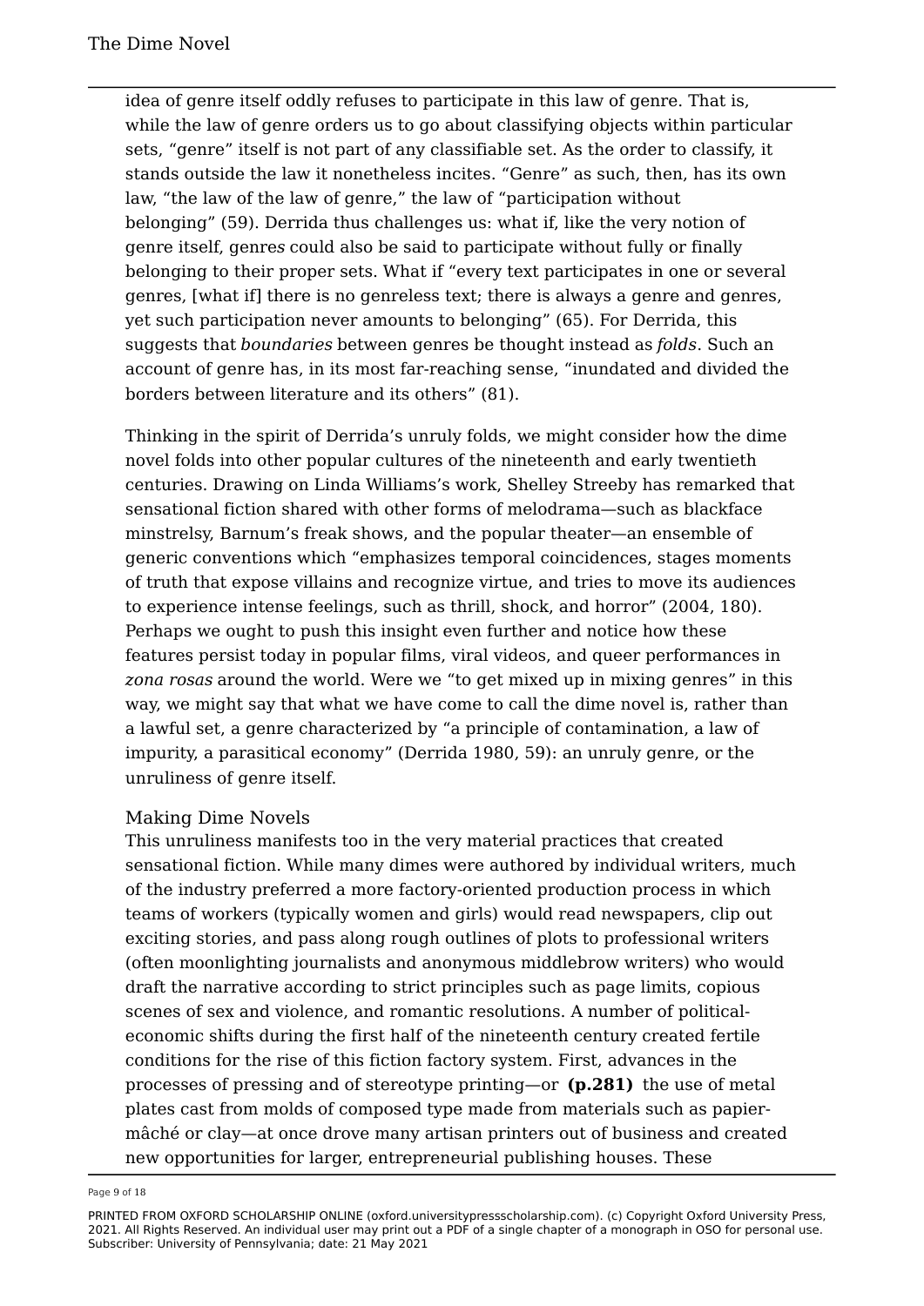idea of genre itself oddly refuses to participate in this law of genre. That is, while the law of genre orders us to go about classifying objects within particular sets, "genre" itself is not part of any classifiable set. As the order to classify, it stands outside the law it nonetheless incites. "Genre" as such, then, has its own law, "the law of the law of genre," the law of "participation without belonging" (59). Derrida thus challenges us: what if, like the very notion of genre itself, genre*s* could also be said to participate without fully or finally belonging to their proper sets. What if "every text participates in one or several genres, [what if] there is no genreless text; there is always a genre and genres, yet such participation never amounts to belonging" (65). For Derrida, this suggests that *boundaries* between genres be thought instead as *folds*. Such an account of genre has, in its most far-reaching sense, "inundated and divided the borders between literature and its others" (81).

Thinking in the spirit of Derrida's unruly folds, we might consider how the dime novel folds into other popular cultures of the nineteenth and early twentieth centuries. Drawing on Linda Williams's work, Shelley Streeby has remarked that sensational fiction shared with other forms of melodrama—such as blackface minstrelsy, Barnum's freak shows, and the popular theater—an ensemble of generic conventions which "emphasizes temporal coincidences, stages moments of truth that expose villains and recognize virtue, and tries to move its audiences to experience intense feelings, such as thrill, shock, and horror" (2004, 180). Perhaps we ought to push this insight even further and notice how these features persist today in popular films, viral videos, and queer performances in *zona rosas* around the world. Were we "to get mixed up in mixing genres" in this way, we might say that what we have come to call the dime novel is, rather than a lawful set, a genre characterized by "a principle of contamination, a law of impurity, a parasitical economy" (Derrida 1980, 59): an unruly genre, or the unruliness of genre itself.

## Making Dime Novels

This unruliness manifests too in the very material practices that created sensational fiction. While many dimes were authored by individual writers, much of the industry preferred a more factory-oriented production process in which teams of workers (typically women and girls) would read newspapers, clip out exciting stories, and pass along rough outlines of plots to professional writers (often moonlighting journalists and anonymous middlebrow writers) who would draft the narrative according to strict principles such as page limits, copious scenes of sex and violence, and romantic resolutions. A number of political-economic shifts during the first half of the nineteenth century created fertile conditions for the rise of this fiction factory system. First, advances in the processes of pressing and of stereotype printing—or **(p.281)** the use of metal plates cast from molds of composed type made from materials such as papier-mâché or clay—at once drove many artisan printers out of business and created new opportunities for larger, entrepreneurial publishing houses. These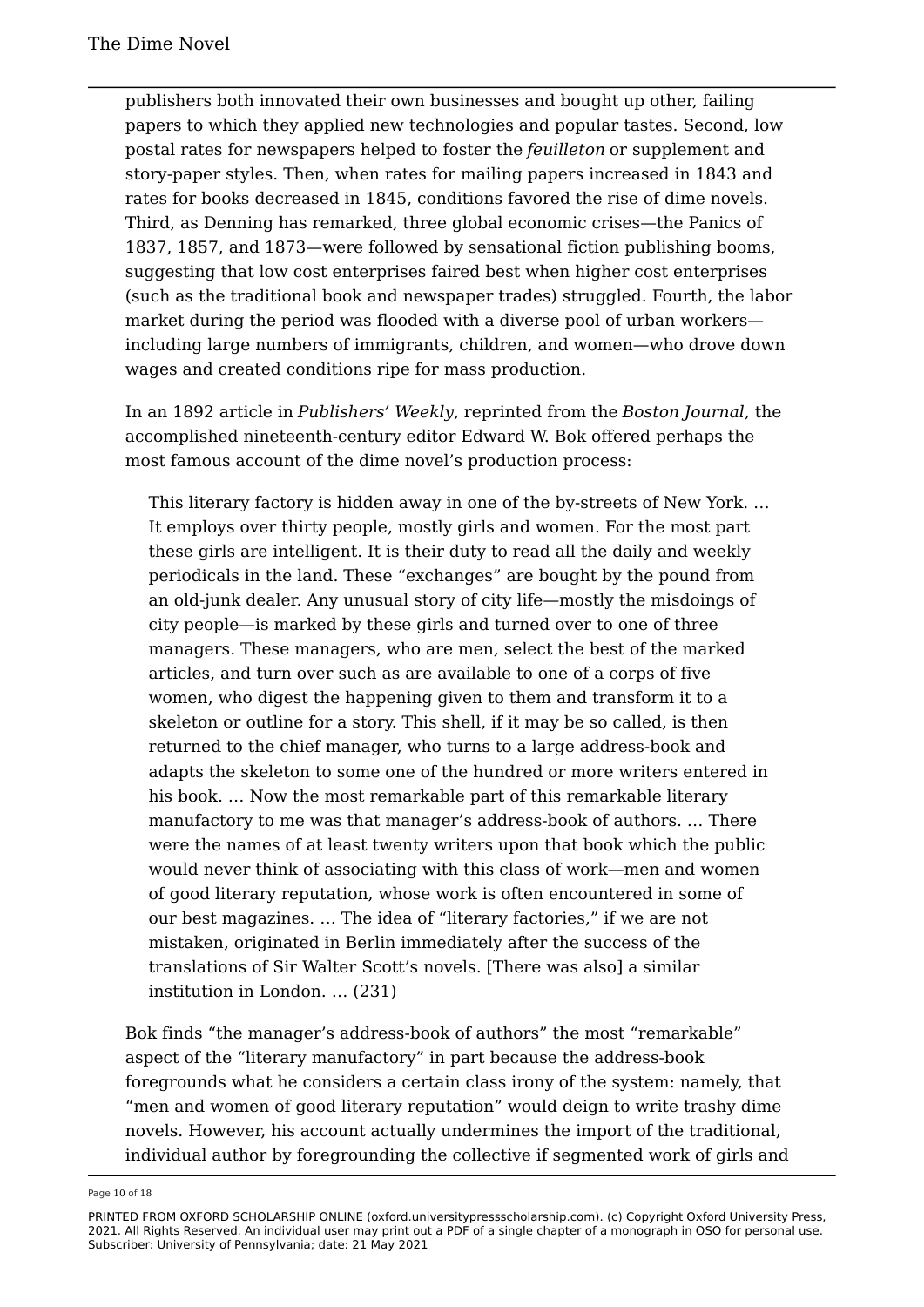publishers both innovated their own businesses and bought up other, failing papers to which they applied new technologies and popular tastes. Second, low postal rates for newspapers helped to foster the *feuilleton* or supplement and story-paper styles. Then, when rates for mailing papers increased in 1843 and rates for books decreased in 1845, conditions favored the rise of dime novels. Third, as Denning has remarked, three global economic crises—the Panics of 1837, 1857, and 1873—were followed by sensational fiction publishing booms, suggesting that low cost enterprises faired best when higher cost enterprises (such as the traditional book and newspaper trades) struggled. Fourth, the labor market during the period was flooded with a diverse pool of urban workers—including large numbers of immigrants, children, and women—who drove down wages and created conditions ripe for mass production.

In an 1892 article in *Publishers' Weekly*, reprinted from the *Boston Journal*, the accomplished nineteenth-century editor Edward W. Bok offered perhaps the most famous account of the dime novel's production process:

> This literary factory is hidden away in one of the by-streets of New York. … It employs over thirty people, mostly girls and women. For the most part these girls are intelligent. It is their duty to read all the daily and weekly periodicals in the land. These "exchanges" are bought by the pound from an old-junk dealer. Any unusual story of city life—mostly the misdoings of city people—is marked by these girls and turned over to one of three managers. These managers, who are men, select the best of the marked articles, and turn over such as are available to one of a corps of five women, who digest the happening given to them and transform it to a skeleton or outline for a story. This shell, if it may be so called, is then returned to the chief manager, who turns to a large address-book and adapts the skeleton to some one of the hundred or more writers entered in his book. … Now the most remarkable part of this remarkable literary manufactory to me was that manager's address-book of authors. … There were the names of at least twenty writers upon that book which the public would never think of associating with this class of work—men and women of good literary reputation, whose work is often encountered in some of our best magazines. … The idea of "literary factories," if we are not mistaken, originated in Berlin immediately after the success of the translations of Sir Walter Scott's novels. [There was also] a similar institution in London. … (231)

Bok finds "the manager's address-book of authors" the most "remarkable" aspect of the "literary manufactory" in part because the address-book foregrounds what he considers a certain class irony of the system: namely, that "men and women of good literary reputation" would deign to write trashy dime novels. However, his account actually undermines the import of the traditional, individual author by foregrounding the collective if segmented work of girls and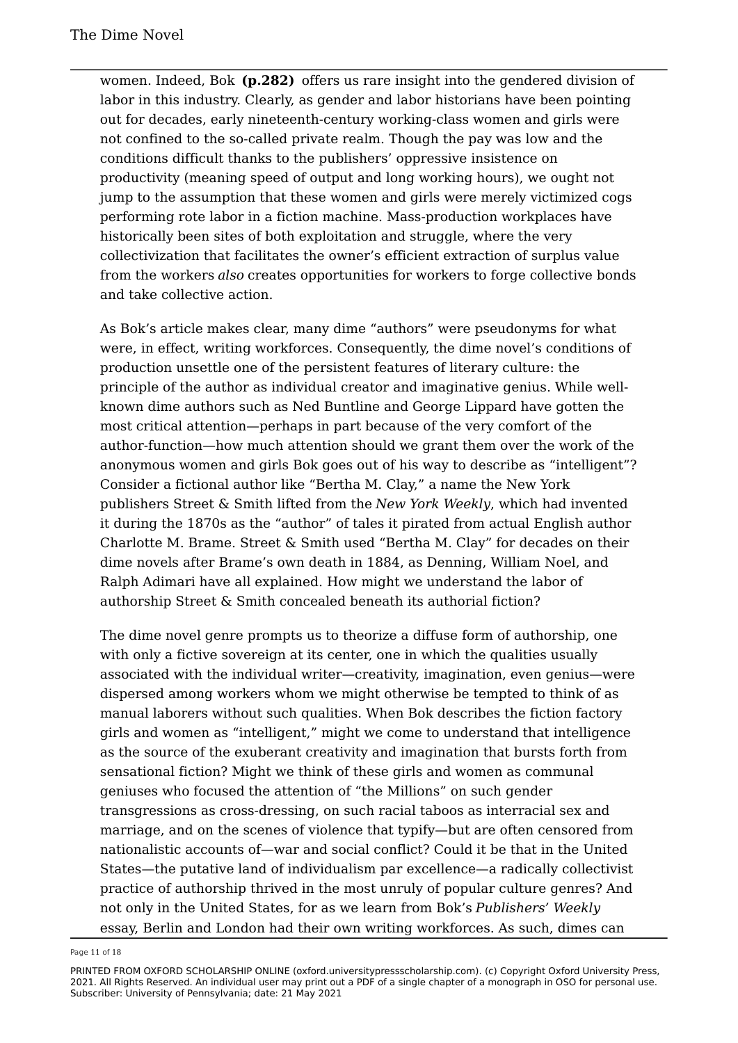women. Indeed, Bok **(p.282)** offers us rare insight into the gendered division of labor in this industry. Clearly, as gender and labor historians have been pointing out for decades, early nineteenth-century working-class women and girls were not confined to the so-called private realm. Though the pay was low and the conditions difficult thanks to the publishers' oppressive insistence on productivity (meaning speed of output and long working hours), we ought not jump to the assumption that these women and girls were merely victimized cogs performing rote labor in a fiction machine. Mass-production workplaces have historically been sites of both exploitation and struggle, where the very collectivization that facilitates the owner's efficient extraction of surplus value from the workers *also* creates opportunities for workers to forge collective bonds and take collective action.

As Bok's article makes clear, many dime "authors" were pseudonyms for what were, in effect, writing workforces. Consequently, the dime novel's conditions of production unsettle one of the persistent features of literary culture: the principle of the author as individual creator and imaginative genius. While well-known dime authors such as Ned Buntline and George Lippard have gotten the most critical attention—perhaps in part because of the very comfort of the author-function—how much attention should we grant them over the work of the anonymous women and girls Bok goes out of his way to describe as "intelligent"? Consider a fictional author like "Bertha M. Clay," a name the New York publishers Street & Smith lifted from the *New York Weekly*, which had invented it during the 1870s as the "author" of tales it pirated from actual English author Charlotte M. Brame. Street & Smith used "Bertha M. Clay" for decades on their dime novels after Brame's own death in 1884, as Denning, William Noel, and Ralph Adimari have all explained. How might we understand the labor of authorship Street & Smith concealed beneath its authorial fiction?

The dime novel genre prompts us to theorize a diffuse form of authorship, one with only a fictive sovereign at its center, one in which the qualities usually associated with the individual writer—creativity, imagination, even genius—were dispersed among workers whom we might otherwise be tempted to think of as manual laborers without such qualities. When Bok describes the fiction factory girls and women as "intelligent," might we come to understand that intelligence as the source of the exuberant creativity and imagination that bursts forth from sensational fiction? Might we think of these girls and women as communal geniuses who focused the attention of "the Millions" on such gender transgressions as cross-dressing, on such racial taboos as interracial sex and marriage, and on the scenes of violence that typify—but are often censored from nationalistic accounts of—war and social conflict? Could it be that in the United States—the putative land of individualism par excellence—a radically collectivist practice of authorship thrived in the most unruly of popular culture genres? And not only in the United States, for as we learn from Bok's *Publishers' Weekly* essay, Berlin and London had their own writing workforces. As such, dimes can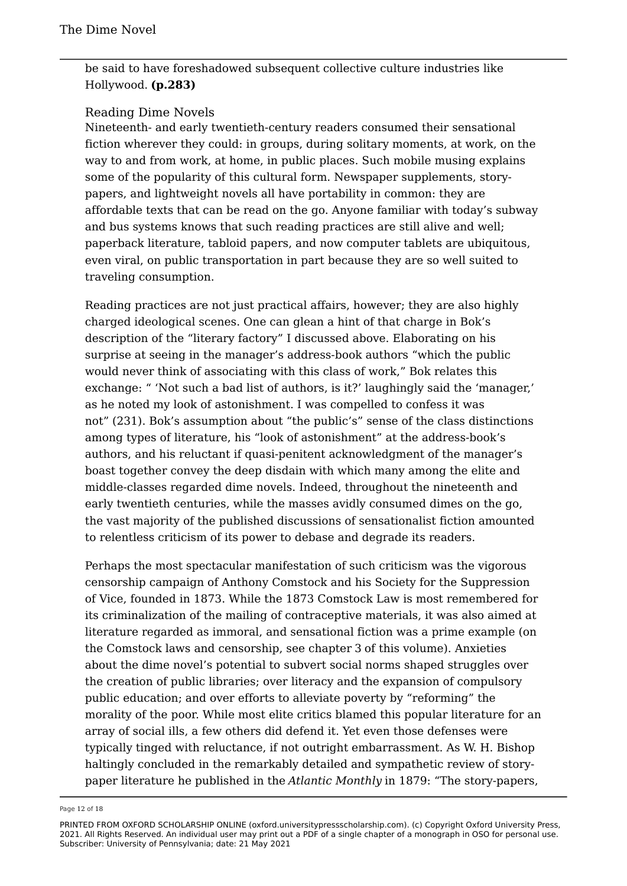be said to have foreshadowed subsequent collective culture industries like Hollywood. **(p.283)**

## Reading Dime Novels

Nineteenth- and early twentieth-century readers consumed their sensational fiction wherever they could: in groups, during solitary moments, at work, on the way to and from work, at home, in public places. Such mobile musing explains some of the popularity of this cultural form. Newspaper supplements, story-papers, and lightweight novels all have portability in common: they are affordable texts that can be read on the go. Anyone familiar with today's subway and bus systems knows that such reading practices are still alive and well; paperback literature, tabloid papers, and now computer tablets are ubiquitous, even viral, on public transportation in part because they are so well suited to traveling consumption.

Reading practices are not just practical affairs, however; they are also highly charged ideological scenes. One can glean a hint of that charge in Bok's description of the "literary factory" I discussed above. Elaborating on his surprise at seeing in the manager's address-book authors "which the public would never think of associating with this class of work," Bok relates this exchange: " 'Not such a bad list of authors, is it?' laughingly said the 'manager,' as he noted my look of astonishment. I was compelled to confess it was not" (231). Bok's assumption about "the public's" sense of the class distinctions among types of literature, his "look of astonishment" at the address-book's authors, and his reluctant if quasi-penitent acknowledgment of the manager's boast together convey the deep disdain with which many among the elite and middle-classes regarded dime novels. Indeed, throughout the nineteenth and early twentieth centuries, while the masses avidly consumed dimes on the go, the vast majority of the published discussions of sensationalist fiction amounted to relentless criticism of its power to debase and degrade its readers.

Perhaps the most spectacular manifestation of such criticism was the vigorous censorship campaign of Anthony Comstock and his Society for the Suppression of Vice, founded in 1873. While the 1873 Comstock Law is most remembered for its criminalization of the mailing of contraceptive materials, it was also aimed at literature regarded as immoral, and sensational fiction was a prime example (on the Comstock laws and censorship, see chapter 3 of this volume). Anxieties about the dime novel's potential to subvert social norms shaped struggles over the creation of public libraries; over literacy and the expansion of compulsory public education; and over efforts to alleviate poverty by "reforming" the morality of the poor. While most elite critics blamed this popular literature for an array of social ills, a few others did defend it. Yet even those defenses were typically tinged with reluctance, if not outright embarrassment. As W. H. Bishop haltingly concluded in the remarkably detailed and sympathetic review of story-paper literature he published in the *Atlantic Monthly* in 1879: "The story-papers,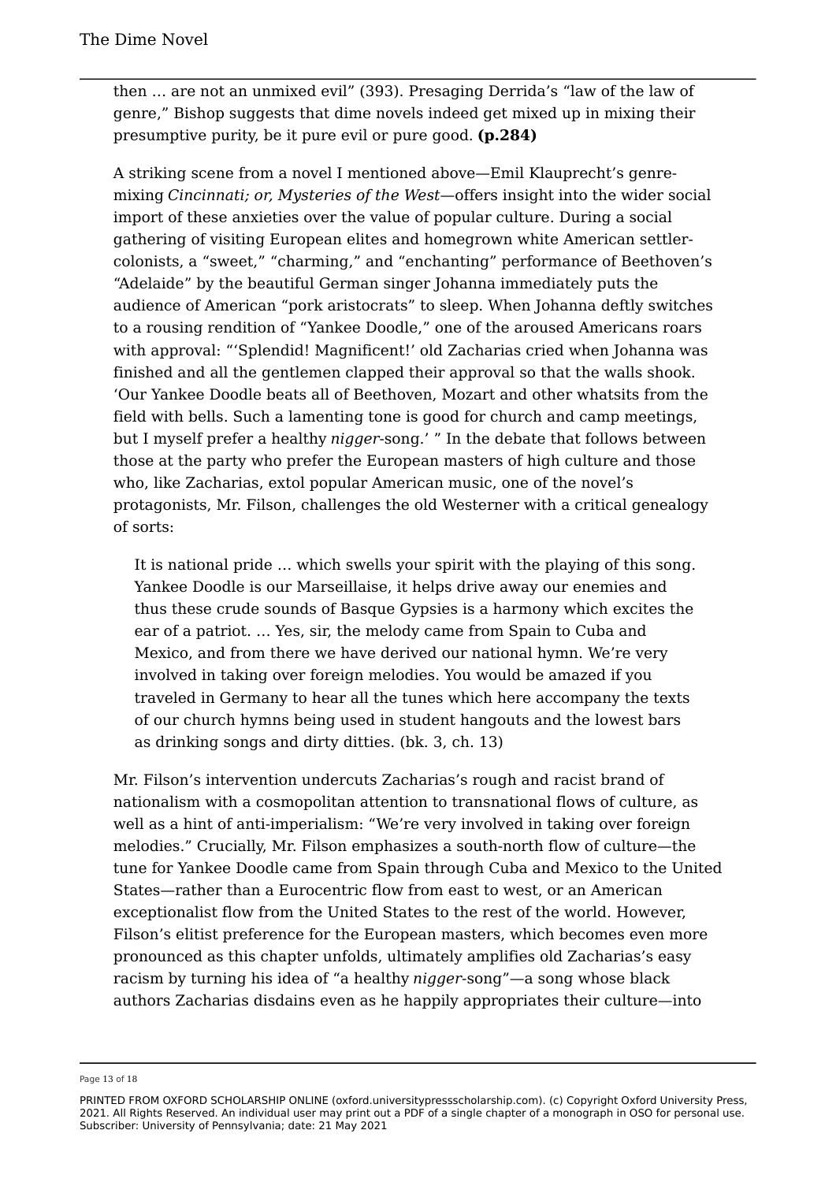then … are not an unmixed evil" (393). Presaging Derrida's "law of the law of genre," Bishop suggests that dime novels indeed get mixed up in mixing their presumptive purity, be it pure evil or pure good. **(p.284)**

A striking scene from a novel I mentioned above—Emil Klauprecht's genre-mixing *Cincinnati; or, Mysteries of the West*—offers insight into the wider social import of these anxieties over the value of popular culture. During a social gathering of visiting European elites and homegrown white American settler-colonists, a "sweet," "charming," and "enchanting" performance of Beethoven's "Adelaide" by the beautiful German singer Johanna immediately puts the audience of American "pork aristocrats" to sleep. When Johanna deftly switches to a rousing rendition of "Yankee Doodle," one of the aroused Americans roars with approval: "'Splendid! Magnificent!' old Zacharias cried when Johanna was finished and all the gentlemen clapped their approval so that the walls shook. 'Our Yankee Doodle beats all of Beethoven, Mozart and other whatsits from the field with bells. Such a lamenting tone is good for church and camp meetings, but I myself prefer a healthy *nigger*-song.' " In the debate that follows between those at the party who prefer the European masters of high culture and those who, like Zacharias, extol popular American music, one of the novel's protagonists, Mr. Filson, challenges the old Westerner with a critical genealogy of sorts:

> It is national pride … which swells your spirit with the playing of this song. Yankee Doodle is our Marseillaise, it helps drive away our enemies and thus these crude sounds of Basque Gypsies is a harmony which excites the ear of a patriot. … Yes, sir, the melody came from Spain to Cuba and Mexico, and from there we have derived our national hymn. We're very involved in taking over foreign melodies. You would be amazed if you traveled in Germany to hear all the tunes which here accompany the texts of our church hymns being used in student hangouts and the lowest bars as drinking songs and dirty ditties. (bk. 3, ch. 13)

Mr. Filson's intervention undercuts Zacharias's rough and racist brand of nationalism with a cosmopolitan attention to transnational flows of culture, as well as a hint of anti-imperialism: "We're very involved in taking over foreign melodies." Crucially, Mr. Filson emphasizes a south-north flow of culture—the tune for Yankee Doodle came from Spain through Cuba and Mexico to the United States—rather than a Eurocentric flow from east to west, or an American exceptionalist flow from the United States to the rest of the world. However, Filson's elitist preference for the European masters, which becomes even more pronounced as this chapter unfolds, ultimately amplifies old Zacharias's easy racism by turning his idea of "a healthy *nigger*-song"—a song whose black authors Zacharias disdains even as he happily appropriates their culture—into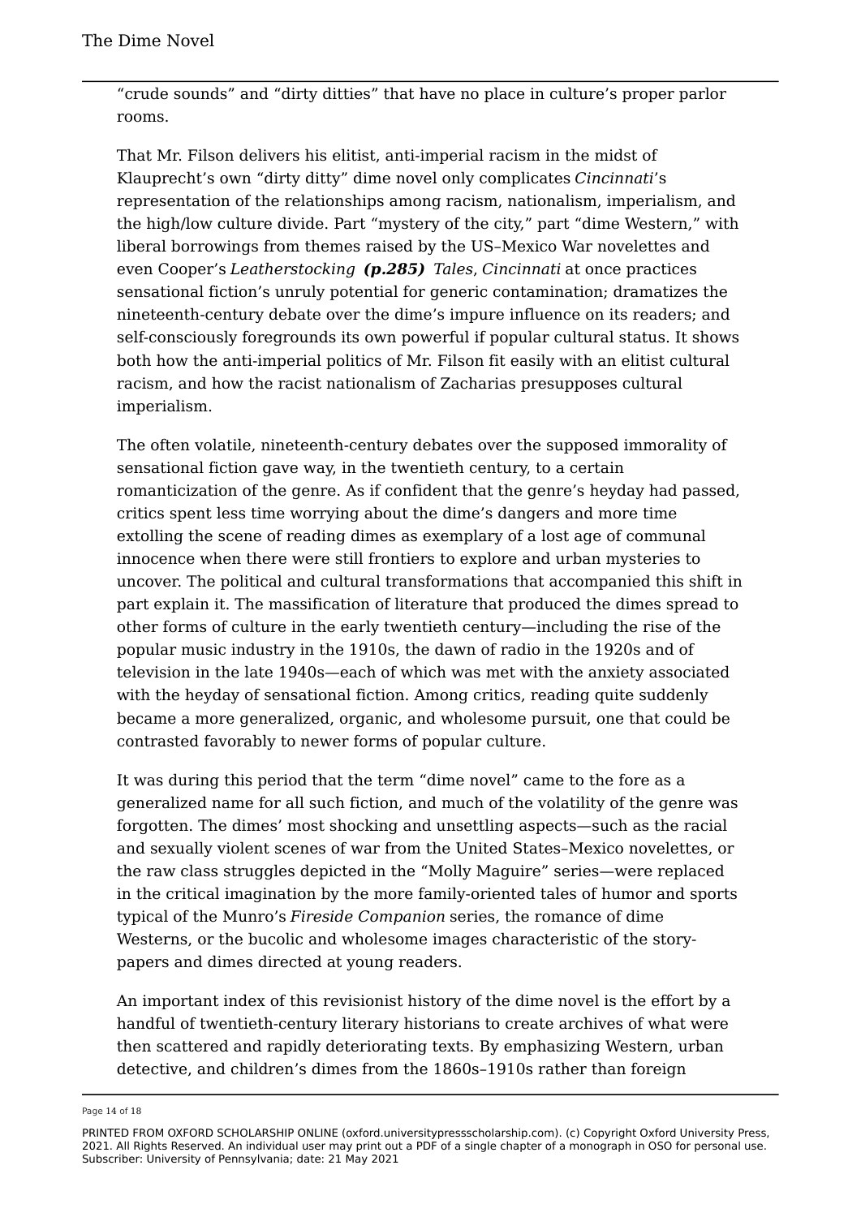"crude sounds" and "dirty ditties" that have no place in culture's proper parlor rooms.

That Mr. Filson delivers his elitist, anti-imperial racism in the midst of Klauprecht's own "dirty ditty" dime novel only complicates *Cincinnati*'s representation of the relationships among racism, nationalism, imperialism, and the high/low culture divide. Part "mystery of the city," part "dime Western," with liberal borrowings from themes raised by the US–Mexico War novelettes and even Cooper's *Leatherstocking* ***(p.285)*** *Tales*, *Cincinnati* at once practices sensational fiction's unruly potential for generic contamination; dramatizes the nineteenth-century debate over the dime's impure influence on its readers; and self-consciously foregrounds its own powerful if popular cultural status. It shows both how the anti-imperial politics of Mr. Filson fit easily with an elitist cultural racism, and how the racist nationalism of Zacharias presupposes cultural imperialism.

The often volatile, nineteenth-century debates over the supposed immorality of sensational fiction gave way, in the twentieth century, to a certain romanticization of the genre. As if confident that the genre's heyday had passed, critics spent less time worrying about the dime's dangers and more time extolling the scene of reading dimes as exemplary of a lost age of communal innocence when there were still frontiers to explore and urban mysteries to uncover. The political and cultural transformations that accompanied this shift in part explain it. The massification of literature that produced the dimes spread to other forms of culture in the early twentieth century—including the rise of the popular music industry in the 1910s, the dawn of radio in the 1920s and of television in the late 1940s—each of which was met with the anxiety associated with the heyday of sensational fiction. Among critics, reading quite suddenly became a more generalized, organic, and wholesome pursuit, one that could be contrasted favorably to newer forms of popular culture.

It was during this period that the term "dime novel" came to the fore as a generalized name for all such fiction, and much of the volatility of the genre was forgotten. The dimes' most shocking and unsettling aspects—such as the racial and sexually violent scenes of war from the United States–Mexico novelettes, or the raw class struggles depicted in the "Molly Maguire" series—were replaced in the critical imagination by the more family-oriented tales of humor and sports typical of the Munro's *Fireside Companion* series, the romance of dime Westerns, or the bucolic and wholesome images characteristic of the story-papers and dimes directed at young readers.

An important index of this revisionist history of the dime novel is the effort by a handful of twentieth-century literary historians to create archives of what were then scattered and rapidly deteriorating texts. By emphasizing Western, urban detective, and children's dimes from the 1860s–1910s rather than foreign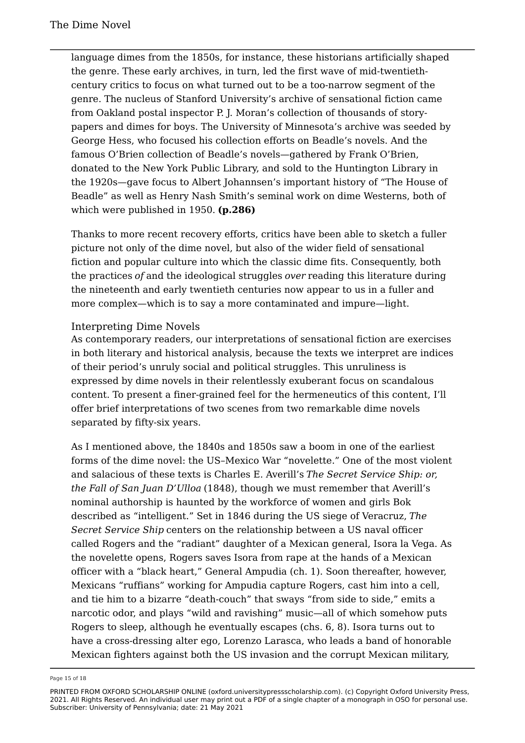language dimes from the 1850s, for instance, these historians artificially shaped the genre. These early archives, in turn, led the first wave of mid-twentieth-century critics to focus on what turned out to be a too-narrow segment of the genre. The nucleus of Stanford University's archive of sensational fiction came from Oakland postal inspector P. J. Moran's collection of thousands of story-papers and dimes for boys. The University of Minnesota's archive was seeded by George Hess, who focused his collection efforts on Beadle's novels. And the famous O'Brien collection of Beadle's novels—gathered by Frank O'Brien, donated to the New York Public Library, and sold to the Huntington Library in the 1920s—gave focus to Albert Johannsen's important history of "The House of Beadle" as well as Henry Nash Smith's seminal work on dime Westerns, both of which were published in 1950. **(p.286)**

Thanks to more recent recovery efforts, critics have been able to sketch a fuller picture not only of the dime novel, but also of the wider field of sensational fiction and popular culture into which the classic dime fits. Consequently, both the practices *of* and the ideological struggles *over* reading this literature during the nineteenth and early twentieth centuries now appear to us in a fuller and more complex—which is to say a more contaminated and impure—light.

## Interpreting Dime Novels

As contemporary readers, our interpretations of sensational fiction are exercises in both literary and historical analysis, because the texts we interpret are indices of their period's unruly social and political struggles. This unruliness is expressed by dime novels in their relentlessly exuberant focus on scandalous content. To present a finer-grained feel for the hermeneutics of this content, I'll offer brief interpretations of two scenes from two remarkable dime novels separated by fifty-six years.

As I mentioned above, the 1840s and 1850s saw a boom in one of the earliest forms of the dime novel: the US–Mexico War "novelette." One of the most violent and salacious of these texts is Charles E. Averill's *The Secret Service Ship: or, the Fall of San Juan D'Ulloa* (1848), though we must remember that Averill's nominal authorship is haunted by the workforce of women and girls Bok described as "intelligent." Set in 1846 during the US siege of Veracruz, *The Secret Service Ship* centers on the relationship between a US naval officer called Rogers and the "radiant" daughter of a Mexican general, Isora la Vega. As the novelette opens, Rogers saves Isora from rape at the hands of a Mexican officer with a "black heart," General Ampudia (ch. 1). Soon thereafter, however, Mexicans "ruffians" working for Ampudia capture Rogers, cast him into a cell, and tie him to a bizarre "death-couch" that sways "from side to side," emits a narcotic odor, and plays "wild and ravishing" music—all of which somehow puts Rogers to sleep, although he eventually escapes (chs. 6, 8). Isora turns out to have a cross-dressing alter ego, Lorenzo Larasca, who leads a band of honorable Mexican fighters against both the US invasion and the corrupt Mexican military,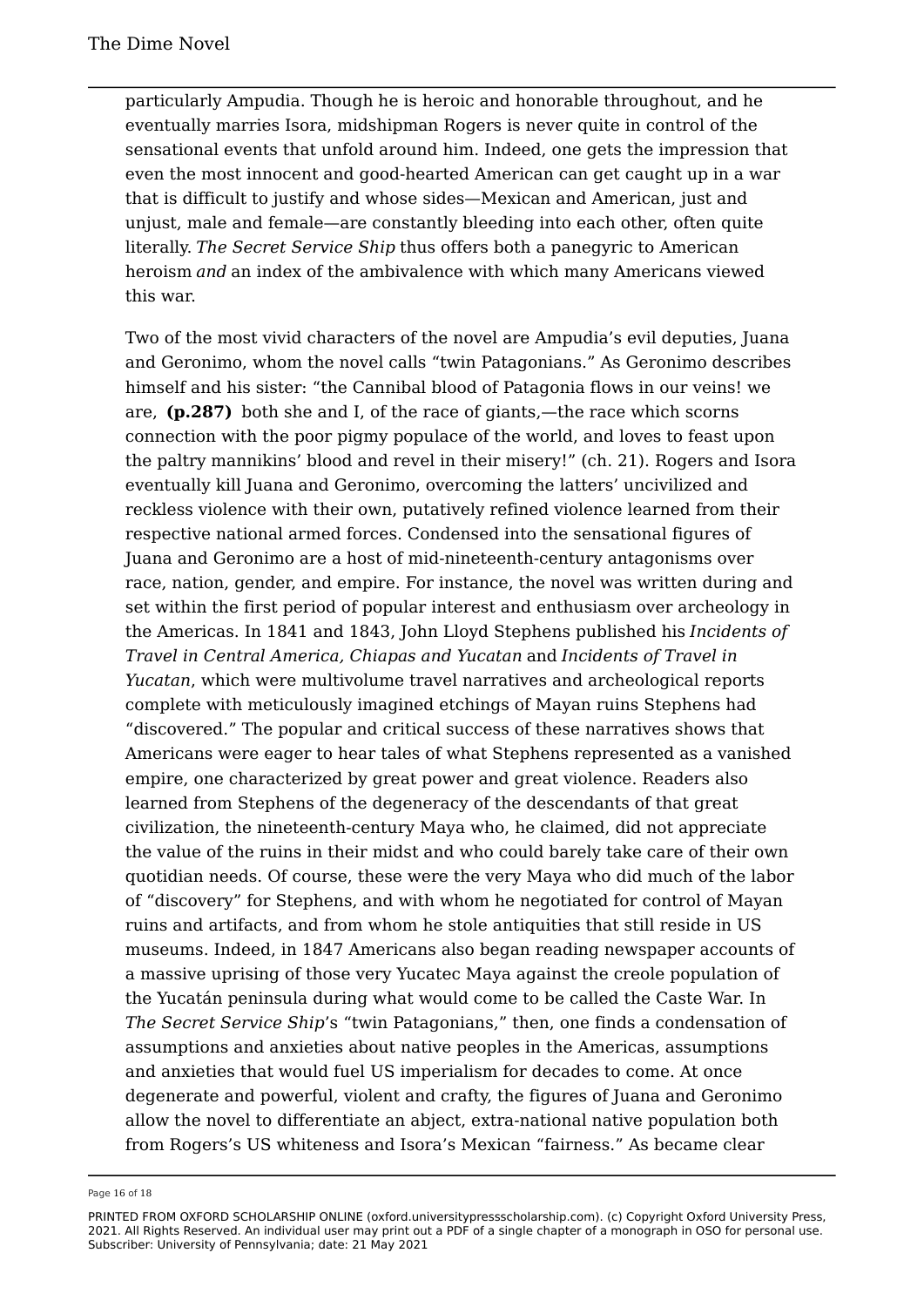particularly Ampudia. Though he is heroic and honorable throughout, and he eventually marries Isora, midshipman Rogers is never quite in control of the sensational events that unfold around him. Indeed, one gets the impression that even the most innocent and good-hearted American can get caught up in a war that is difficult to justify and whose sides—Mexican and American, just and unjust, male and female—are constantly bleeding into each other, often quite literally. *The Secret Service Ship* thus offers both a panegyric to American heroism *and* an index of the ambivalence with which many Americans viewed this war.

Two of the most vivid characters of the novel are Ampudia's evil deputies, Juana and Geronimo, whom the novel calls "twin Patagonians." As Geronimo describes himself and his sister: "the Cannibal blood of Patagonia flows in our veins! we are, **(p.287)** both she and I, of the race of giants,—the race which scorns connection with the poor pigmy populace of the world, and loves to feast upon the paltry mannikins' blood and revel in their misery!" (ch. 21). Rogers and Isora eventually kill Juana and Geronimo, overcoming the latters' uncivilized and reckless violence with their own, putatively refined violence learned from their respective national armed forces. Condensed into the sensational figures of Juana and Geronimo are a host of mid-nineteenth-century antagonisms over race, nation, gender, and empire. For instance, the novel was written during and set within the first period of popular interest and enthusiasm over archeology in the Americas. In 1841 and 1843, John Lloyd Stephens published his *Incidents of Travel in Central America, Chiapas and Yucatan* and *Incidents of Travel in Yucatan*, which were multivolume travel narratives and archeological reports complete with meticulously imagined etchings of Mayan ruins Stephens had "discovered." The popular and critical success of these narratives shows that Americans were eager to hear tales of what Stephens represented as a vanished empire, one characterized by great power and great violence. Readers also learned from Stephens of the degeneracy of the descendants of that great civilization, the nineteenth-century Maya who, he claimed, did not appreciate the value of the ruins in their midst and who could barely take care of their own quotidian needs. Of course, these were the very Maya who did much of the labor of "discovery" for Stephens, and with whom he negotiated for control of Mayan ruins and artifacts, and from whom he stole antiquities that still reside in US museums. Indeed, in 1847 Americans also began reading newspaper accounts of a massive uprising of those very Yucatec Maya against the creole population of the Yucatán peninsula during what would come to be called the Caste War. In *The Secret Service Ship*'s "twin Patagonians," then, one finds a condensation of assumptions and anxieties about native peoples in the Americas, assumptions and anxieties that would fuel US imperialism for decades to come. At once degenerate and powerful, violent and crafty, the figures of Juana and Geronimo allow the novel to differentiate an abject, extra-national native population both from Rogers's US whiteness and Isora's Mexican "fairness." As became clear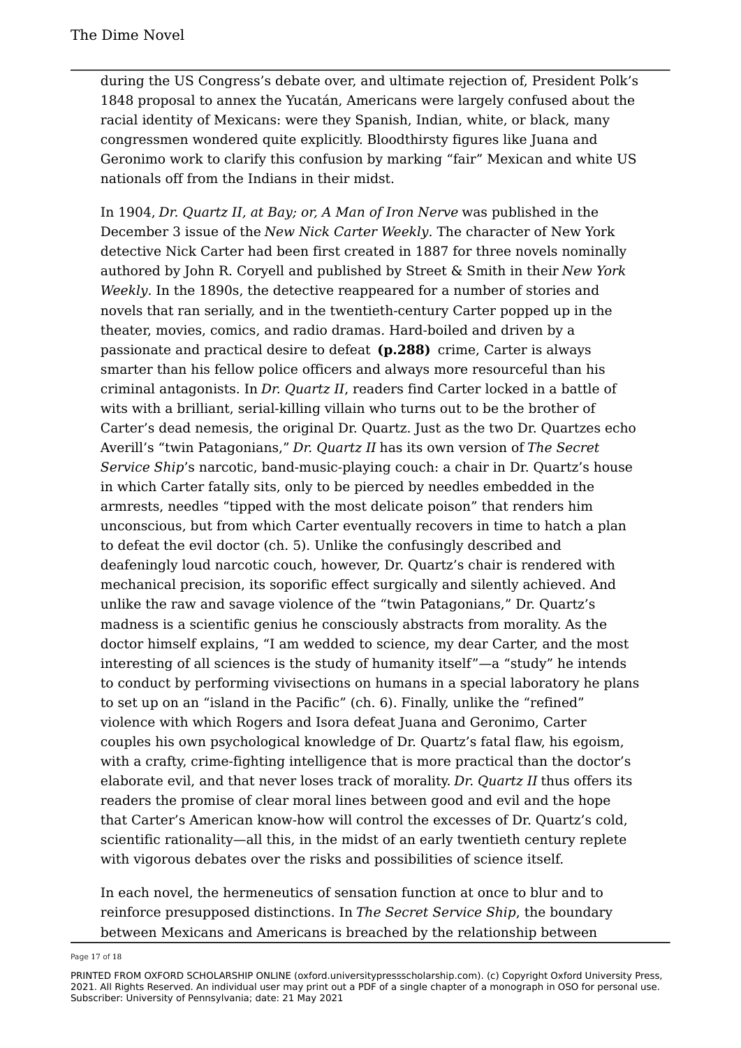during the US Congress's debate over, and ultimate rejection of, President Polk's 1848 proposal to annex the Yucatán, Americans were largely confused about the racial identity of Mexicans: were they Spanish, Indian, white, or black, many congressmen wondered quite explicitly. Bloodthirsty figures like Juana and Geronimo work to clarify this confusion by marking "fair" Mexican and white US nationals off from the Indians in their midst.

In 1904, *Dr. Quartz II, at Bay; or, A Man of Iron Nerve* was published in the December 3 issue of the *New Nick Carter Weekly*. The character of New York detective Nick Carter had been first created in 1887 for three novels nominally authored by John R. Coryell and published by Street & Smith in their *New York Weekly*. In the 1890s, the detective reappeared for a number of stories and novels that ran serially, and in the twentieth-century Carter popped up in the theater, movies, comics, and radio dramas. Hard-boiled and driven by a passionate and practical desire to defeat **(p.288)** crime, Carter is always smarter than his fellow police officers and always more resourceful than his criminal antagonists. In *Dr. Quartz II*, readers find Carter locked in a battle of wits with a brilliant, serial-killing villain who turns out to be the brother of Carter's dead nemesis, the original Dr. Quartz. Just as the two Dr. Quartzes echo Averill's "twin Patagonians," *Dr. Quartz II* has its own version of *The Secret Service Ship*'s narcotic, band-music-playing couch: a chair in Dr. Quartz's house in which Carter fatally sits, only to be pierced by needles embedded in the armrests, needles "tipped with the most delicate poison" that renders him unconscious, but from which Carter eventually recovers in time to hatch a plan to defeat the evil doctor (ch. 5). Unlike the confusingly described and deafeningly loud narcotic couch, however, Dr. Quartz's chair is rendered with mechanical precision, its soporific effect surgically and silently achieved. And unlike the raw and savage violence of the "twin Patagonians," Dr. Quartz's madness is a scientific genius he consciously abstracts from morality. As the doctor himself explains, "I am wedded to science, my dear Carter, and the most interesting of all sciences is the study of humanity itself"—a "study" he intends to conduct by performing vivisections on humans in a special laboratory he plans to set up on an "island in the Pacific" (ch. 6). Finally, unlike the "refined" violence with which Rogers and Isora defeat Juana and Geronimo, Carter couples his own psychological knowledge of Dr. Quartz's fatal flaw, his egoism, with a crafty, crime-fighting intelligence that is more practical than the doctor's elaborate evil, and that never loses track of morality. *Dr. Quartz II* thus offers its readers the promise of clear moral lines between good and evil and the hope that Carter's American know-how will control the excesses of Dr. Quartz's cold, scientific rationality—all this, in the midst of an early twentieth century replete with vigorous debates over the risks and possibilities of science itself.

In each novel, the hermeneutics of sensation function at once to blur and to reinforce presupposed distinctions. In *The Secret Service Ship*, the boundary between Mexicans and Americans is breached by the relationship between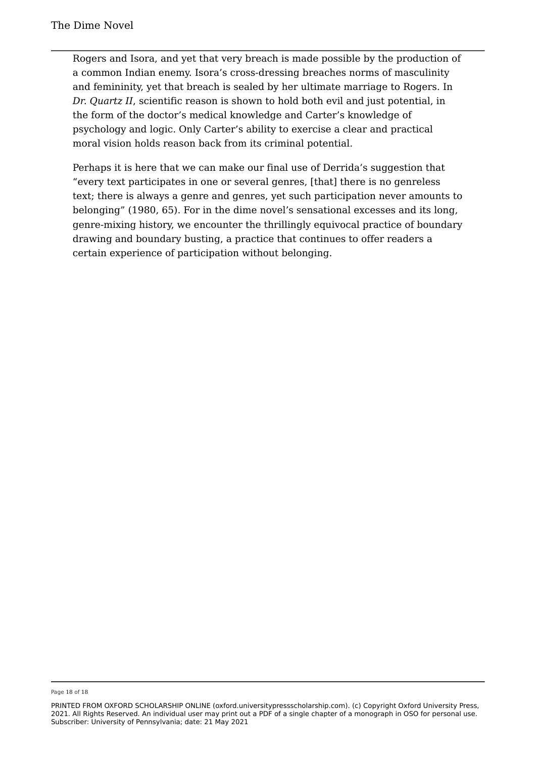Rogers and Isora, and yet that very breach is made possible by the production of a common Indian enemy. Isora's cross-dressing breaches norms of masculinity and femininity, yet that breach is sealed by her ultimate marriage to Rogers. In *Dr. Quartz II*, scientific reason is shown to hold both evil and just potential, in the form of the doctor's medical knowledge and Carter's knowledge of psychology and logic. Only Carter's ability to exercise a clear and practical moral vision holds reason back from its criminal potential.

Perhaps it is here that we can make our final use of Derrida's suggestion that "every text participates in one or several genres, [that] there is no genreless text; there is always a genre and genres, yet such participation never amounts to belonging" (1980, 65). For in the dime novel's sensational excesses and its long, genre-mixing history, we encounter the thrillingly equivocal practice of boundary drawing and boundary busting, a practice that continues to offer readers a certain experience of participation without belonging.